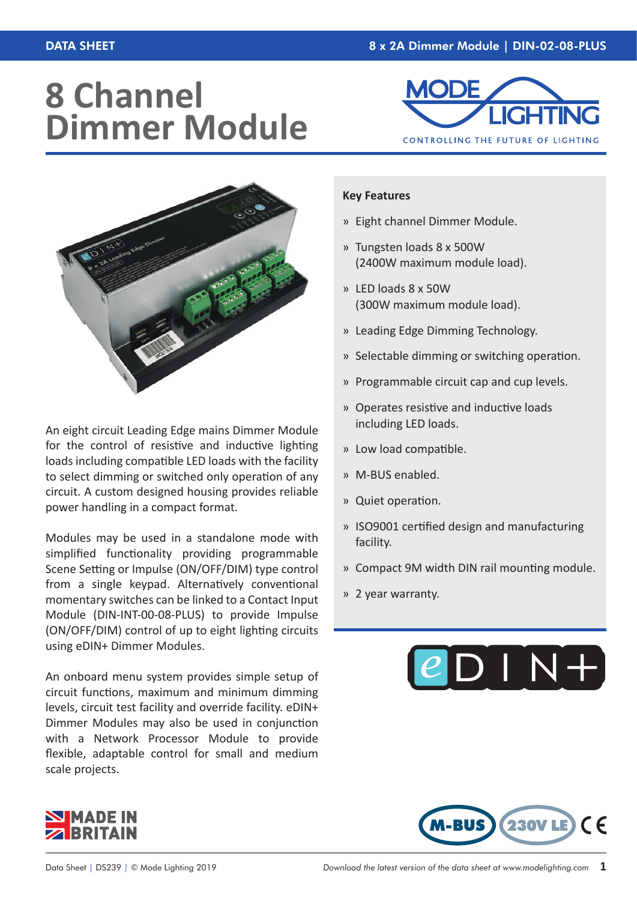# 8 Channel Dimmer Module

An eight circuit Leading Edge mains Dimmer Module for the control of resistive and inductive lighting loads including compatible LED loads with the facility to select dimming or switched only operation of any circuit. A custom designed housing provides reliable power handling in a compact format.

Modules may be used in a standalone mode with simplified functionality providing programmable Scene Setting or Impulse (ON/OFF/DIM) type control from a single keypad. Alternatively conventional momentary switches can be linked to a Contact Input Module (DIN-INT-00-08-PLUS) to provide Impulse (ON/OFF/DIM) control of up to eight lighting circuits using eDIN+ Dimmer Modules.

An onboard menu system provides simple setup of circuit functions, maximum and minimum dimming levels, circuit test facility and override facility. eDIN+ Dimmer Modules may also be used in conjunction with a Network Processor Module to provide flexible, adaptable control for small and medium scale projects.

## Key Features

- Eight channel Dimmer Module.
- Tungsten loads 8 x 500W (2400W maximum module load).
- LED loads 8 x 50W (300W maximum module load).
- Leading Edge Dimming Technology.
- Selectable dimming or switching operation.
- Programmable circuit cap and cup levels.
- Operates resistive and inductive loads including LED loads.
- Low load compatible.
- M-BUS enabled.
- Quiet operation.
- ISO9001 certified design and manufacturing facility.
- Compact 9M width DIN rail mounting module.
- 2 year warranty.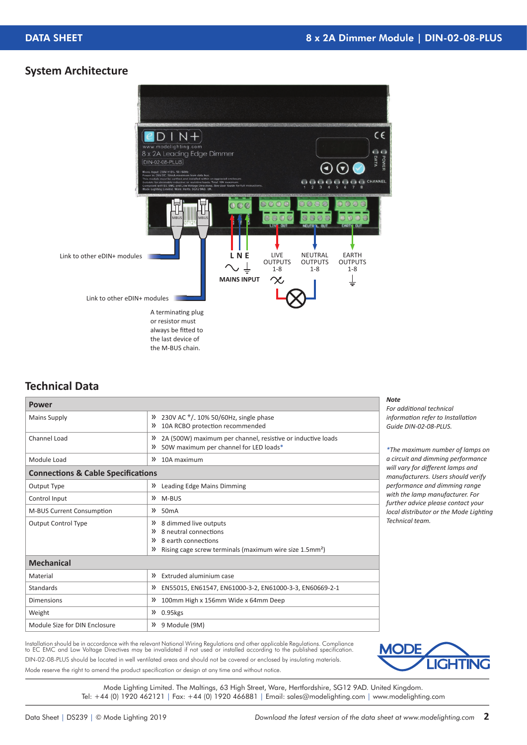## System Architecture

Link to other eDIN+ modules

Link to other eDIN+ modules

L N E

MAINS INPUT

LIVE OUTPUTS 1-8

NEUTRAL OUTPUTS 1-8

EARTH OUTPUTS 1-8

A terminating plug or resistor must always be fitted to the last device of the M-BUS chain.

## Technical Data

| | |
|---|---|
| **Power** | |
| Mains Supply | » 230V AC $^{+}/_{-}$ 10% 50/60Hz, single phase<br>» 10A RCBO protection recommended |
| Channel Load | » 2A (500W) maximum per channel, resistive or inductive loads<br>» 50W maximum per channel for LED loads* |
| Module Load | » 10A maximum |
| **Connections & Cable Specifications** | |
| Output Type | » Leading Edge Mains Dimming |
| Control Input | » M-BUS |
| M-BUS Current Consumption | » 50mA |
| Output Control Type | » 8 dimmed live outputs<br>» 8 neutral connections<br>» 8 earth connections<br>» Rising cage screw terminals (maximum wire size 1.5mm²) |
| **Mechanical** | |
| Material | » Extruded aluminium case |
| Standards | » EN55015, EN61547, EN61000-3-2, EN61000-3-3, EN60669-2-1 |
| Dimensions | » 100mm High x 156mm Wide x 64mm Deep |
| Weight | » 0.95kgs |
| Module Size for DIN Enclosure | » 9 Module (9M) |

***Note***
*For additional technical information refer to Installation Guide DIN-02-08-PLUS.*

**The maximum number of lamps on a circuit and dimming performance will vary for different lamps and manufacturers. Users should verify performance and dimming range with the lamp manufacturer. For further advice please contact your local distributor or the Mode Lighting Technical team.*

Installation should be in accordance with the relevant National Wiring Regulations and other applicable Regulations. Compliance to EC EMC and Low Voltage Directives may be invalidated if not used or installed according to the published specification.

DIN-02-08-PLUS should be located in well ventilated areas and should not be covered or enclosed by insulating materials.

Mode reserve the right to amend the product specification or design at any time and without notice.

Mode Lighting Limited. The Maltings, 63 High Street, Ware, Hertfordshire, SG12 9AD. United Kingdom.
Tel: +44 (0) 1920 462121 | Fax: +44 (0) 1920 466881 | Email: sales@modelighting.com | www.modelighting.com

Data Sheet | DS239 | © Mode Lighting 2019

*Download the latest version of the data sheet at www.modelighting.com*